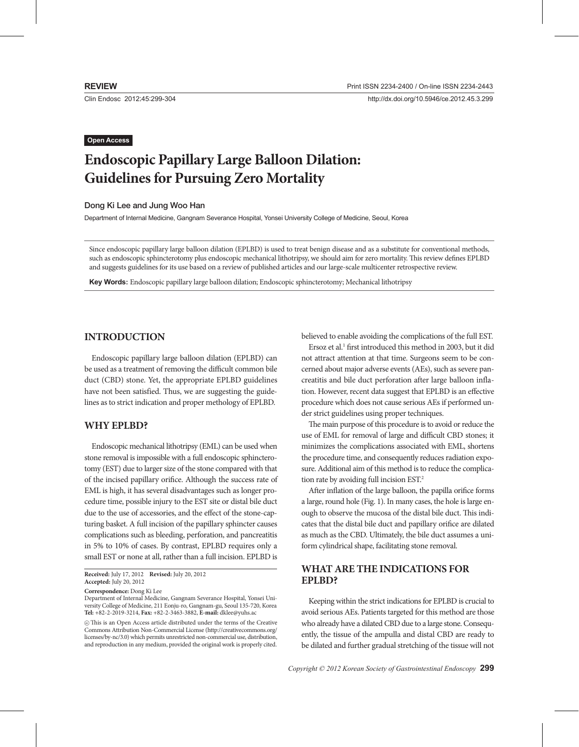**REVIEW**

Print ISSN 2234-2400 / On-line ISSN 2234-2443

http://dx.doi.org/10.5946/ce.2012.45.3.299

Open Access

# Endoscopic Papillary Large Balloon Dilation: Guidelines for Pursuing Zero Mortality

**Dong Ki Lee and Jung Woo Han**

Department of Internal Medicine, Gangnam Severance Hospital, Yonsei University College of Medicine, Seoul, Korea

Since endoscopic papillary large balloon dilation (EPLBD) is used to treat benign disease and as a substitute for conventional methods, such as endoscopic sphincterotomy plus endoscopic mechanical lithotripsy, we should aim for zero mortality. This review defines EPLBD and suggests guidelines for its use based on a review of published articles and our large-scale multicenter retrospective review.

**Key Words:** Endoscopic papillary large balloon dilation; Endoscopic sphincterotomy; Mechanical lithotripsy

## INTRODUCTION

Endoscopic papillary large balloon dilation (EPLBD) can be used as a treatment of removing the difficult common bile duct (CBD) stone. Yet, the appropriate EPLBD guidelines have not been satisfied. Thus, we are suggesting the guidelines as to strict indication and proper methodology of EPLBD.

## WHY EPLBD?

Endoscopic mechanical lithotripsy (EML) can be used when stone removal is impossible with a full endoscopic sphincterotomy (EST) due to larger size of the stone compared with that of the incised papillary orifice. Although the success rate of EML is high, it has several disadvantages such as longer procedure time, possible injury to the EST site or distal bile duct due to the use of accessories, and the effect of the stone-capturing basket. A full incision of the papillary sphincter causes complications such as bleeding, perforation, and pancreatitis in 5% to 10% of cases. By contrast, EPLBD requires only a small EST or none at all, rather than a full incision. EPLBD is believed to enable avoiding the complications of the full EST.

Ersoz et al.[1] first introduced this method in 2003, but it did not attract attention at that time. Surgeons seem to be concerned about major adverse events (AEs), such as severe pancreatitis and bile duct perforation after large balloon inflation. However, recent data suggest that EPLBD is an effective procedure which does not cause serious AEs if performed under strict guidelines using proper techniques.

The main purpose of this procedure is to avoid or reduce the use of EML for removal of large and difficult CBD stones; it minimizes the complications associated with EML, shortens the procedure time, and consequently reduces radiation exposure. Additional aim of this method is to reduce the complication rate by avoiding full incision EST.[2]

After inflation of the large balloon, the papilla orifice forms a large, round hole (Fig. 1). In many cases, the hole is large enough to observe the mucosa of the distal bile duct. This indicates that the distal bile duct and papillary orifice are dilated as much as the CBD. Ultimately, the bile duct assumes a uniform cylindrical shape, facilitating stone removal.

## WHAT ARE THE INDICATIONS FOR EPLBD?

Keeping within the strict indications for EPLBD is crucial to avoid serious AEs. Patients targeted for this method are those who already have a dilated CBD due to a large stone. Consequently, the tissue of the ampulla and distal CBD are ready to be dilated and further gradual stretching of the tissue will not

**Received:** July 17, 2012 **Revised:** July 20, 2012
**Accepted:** July 20, 2012

**Correspondence:** Dong Ki Lee
Department of Internal Medicine, Gangnam Severance Hospital, Yonsei University College of Medicine, 211 Eonju-ro, Gangnam-gu, Seoul 135-720, Korea
**Tel:** +82-2-2019-3214, **Fax:** +82-2-3463-3882, **E-mail:** dklee@yuhs.ac

This is an Open Access article distributed under the terms of the Creative Commons Attribution Non-Commercial License (http://creativecommons.org/licenses/by-nc/3.0) which permits unrestricted non-commercial use, distribution, and reproduction in any medium, provided the original work is properly cited.

Copyright © 2012 Korean Society of Gastrointestinal Endoscopy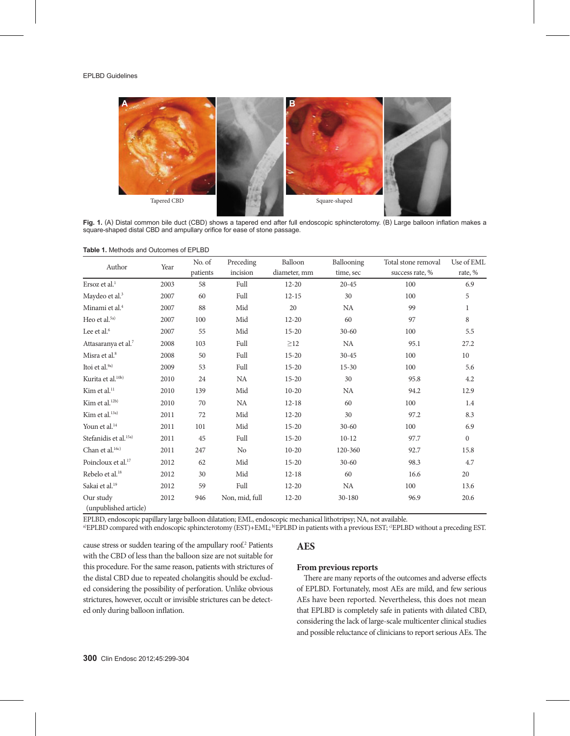Tapered CBD

Square-shaped

**Fig. 1.** (A) Distal common bile duct (CBD) shows a tapered end after full endoscopic sphincterotomy. (B) Large balloon inflation makes a square-shaped distal CBD and ampullary orifice for ease of stone passage.

**Table 1.** Methods and Outcomes of EPLBD

| Author | Year | No. of patients | Preceding incision | Balloon diameter, mm | Ballooning time, sec | Total stone removal success rate, % | Use of EML rate, % |
|---|---|---|---|---|---|---|---|
| Ersoz et al.[1] | 2003 | 58 | Full | 12-20 | 20-45 | 100 | 6.9 |
| Maydeo et al.[3] | 2007 | 60 | Full | 12-15 | 30 | 100 | 5 |
| Minami et al.[4] | 2007 | 88 | Mid | 20 | NA | 99 | 1 |
| Heo et al.[5a)] | 2007 | 100 | Mid | 12-20 | 60 | 97 | 8 |
| Lee et al.[6] | 2007 | 55 | Mid | 15-20 | 30-60 | 100 | 5.5 |
| Attasaranya et al.[7] | 2008 | 103 | Full | ≥12 | NA | 95.1 | 27.2 |
| Misra et al.[8] | 2008 | 50 | Full | 15-20 | 30-45 | 100 | 10 |
| Itoi et al.[9a)] | 2009 | 53 | Full | 15-20 | 15-30 | 100 | 5.6 |
| Kurita et al.[10b)] | 2010 | 24 | NA | 15-20 | 30 | 95.8 | 4.2 |
| Kim et al.[11] | 2010 | 139 | Mid | 10-20 | NA | 94.2 | 12.9 |
| Kim et al.[12b)] | 2010 | 70 | NA | 12-18 | 60 | 100 | 1.4 |
| Kim et al.[13a)] | 2011 | 72 | Mid | 12-20 | 30 | 97.2 | 8.3 |
| Youn et al.[14] | 2011 | 101 | Mid | 15-20 | 30-60 | 100 | 6.9 |
| Stefanidis et al.[15a)] | 2011 | 45 | Full | 15-20 | 10-12 | 97.7 | 0 |
| Chan et al.[16c)] | 2011 | 247 | No | 10-20 | 120-360 | 92.7 | 15.8 |
| Poincloux et al.[17] | 2012 | 62 | Mid | 15-20 | 30-60 | 98.3 | 4.7 |
| Rebelo et al.[18] | 2012 | 30 | Mid | 12-18 | 60 | 16.6 | 20 |
| Sakai et al.[19] | 2012 | 59 | Full | 12-20 | NA | 100 | 13.6 |
| Our study (unpublished article) | 2012 | 946 | Non, mid, full | 12-20 | 30-180 | 96.9 | 20.6 |

EPLBD, endoscopic papillary large balloon dilatation; EML, endoscopic mechanical lithotripsy; NA, not available.
[a)]EPLBD compared with endoscopic sphincterotomy (EST)+EML; [b)]EPLBD in patients with a previous EST; [c)]EPLBD without a preceding EST.

cause stress or sudden tearing of the ampullary roof.[2] Patients with the CBD of less than the balloon size are not suitable for this procedure. For the same reason, patients with strictures of the distal CBD due to repeated cholangitis should be excluded considering the possibility of perforation. Unlike obvious strictures, however, occult or invisible strictures can be detected only during balloon inflation.

## AES

### From previous reports

There are many reports of the outcomes and adverse effects of EPLBD. Fortunately, most AEs are mild, and few serious AEs have been reported. Nevertheless, this does not mean that EPLBD is completely safe in patients with dilated CBD, considering the lack of large-scale multicenter clinical studies and possible reluctance of clinicians to report serious AEs. The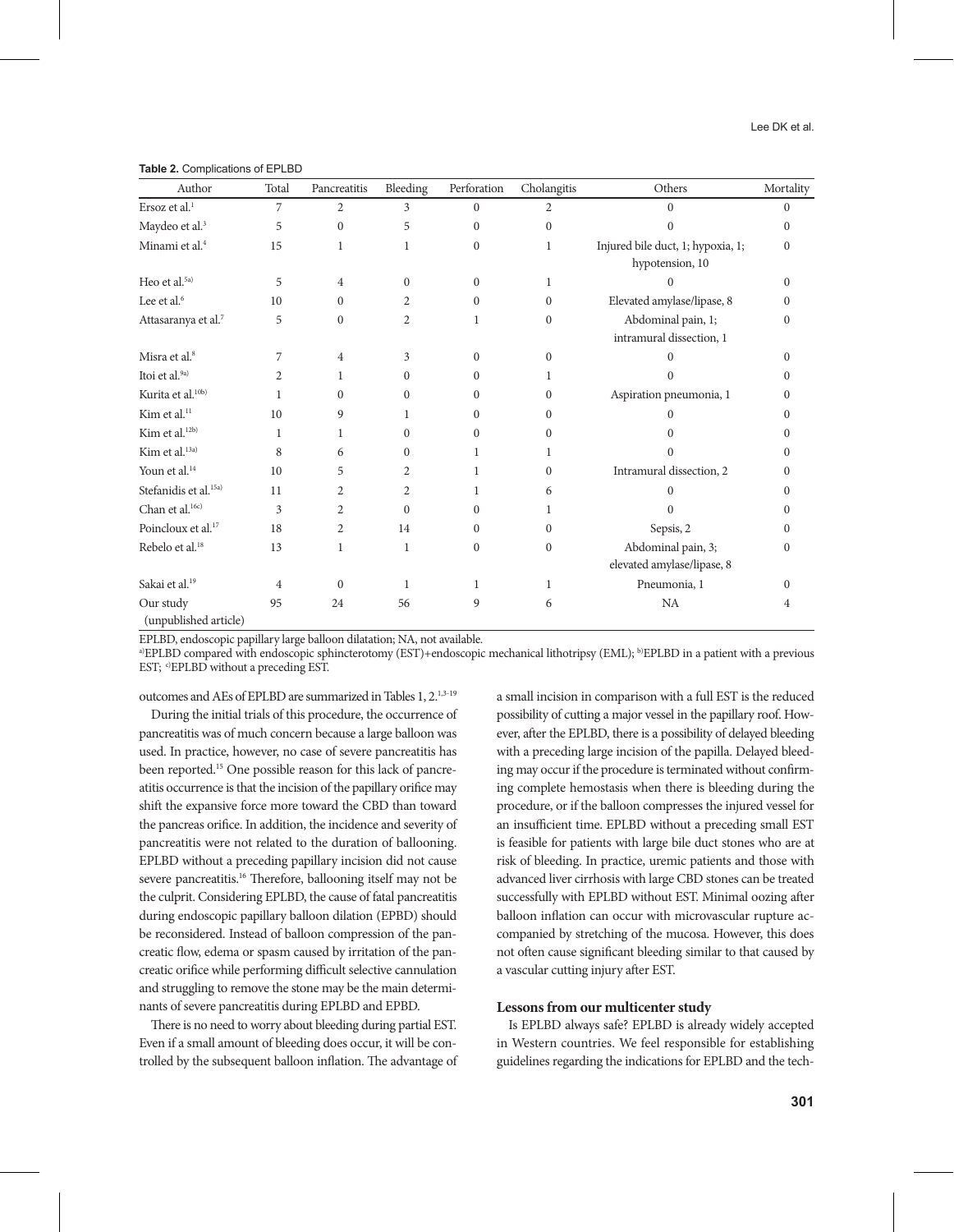**Table 2.** Complications of EPLBD

| Author | Total | Pancreatitis | Bleeding | Perforation | Cholangitis | Others | Mortality |
|---|---|---|---|---|---|---|---|
| Ersoz et al.[1] | 7 | 2 | 3 | 0 | 2 | 0 | 0 |
| Maydeo et al.[3] | 5 | 0 | 5 | 0 | 0 | 0 | 0 |
| Minami et al.[4] | 15 | 1 | 1 | 0 | 1 | Injured bile duct, 1; hypoxia, 1; hypotension, 10 | 0 |
| Heo et al.[5a)] | 5 | 4 | 0 | 0 | 1 | 0 | 0 |
| Lee et al.[6] | 10 | 0 | 2 | 0 | 0 | Elevated amylase/lipase, 8 | 0 |
| Attasaranya et al.[7] | 5 | 0 | 2 | 1 | 0 | Abdominal pain, 1; intramural dissection, 1 | 0 |
| Misra et al.[8] | 7 | 4 | 3 | 0 | 0 | 0 | 0 |
| Itoi et al.[9a)] | 2 | 1 | 0 | 0 | 1 | 0 | 0 |
| Kurita et al.[10b)] | 1 | 0 | 0 | 0 | 0 | Aspiration pneumonia, 1 | 0 |
| Kim et al.[11] | 10 | 9 | 1 | 0 | 0 | 0 | 0 |
| Kim et al.[12b)] | 1 | 1 | 0 | 0 | 0 | 0 | 0 |
| Kim et al.[13a)] | 8 | 6 | 0 | 1 | 1 | 0 | 0 |
| Youn et al.[14] | 10 | 5 | 2 | 1 | 0 | Intramural dissection, 2 | 0 |
| Stefanidis et al.[15a)] | 11 | 2 | 2 | 1 | 6 | 0 | 0 |
| Chan et al.[16c)] | 3 | 2 | 0 | 0 | 1 | 0 | 0 |
| Poincloux et al.[17] | 18 | 2 | 14 | 0 | 0 | Sepsis, 2 | 0 |
| Rebelo et al.[18] | 13 | 1 | 1 | 0 | 0 | Abdominal pain, 3; elevated amylase/lipase, 8 | 0 |
| Sakai et al.[19] | 4 | 0 | 1 | 1 | 1 | Pneumonia, 1 | 0 |
| Our study (unpublished article) | 95 | 24 | 56 | 9 | 6 | NA | 4 |

EPLBD, endoscopic papillary large balloon dilatation; NA, not available.
a)EPLBD compared with endoscopic sphincterotomy (EST)+endoscopic mechanical lithotripsy (EML); b)EPLBD in a patient with a previous EST; c)EPLBD without a preceding EST.

outcomes and AEs of EPLBD are summarized in Tables 1, 2.[1,3-19]

During the initial trials of this procedure, the occurrence of pancreatitis was of much concern because a large balloon was used. In practice, however, no case of severe pancreatitis has been reported.[15] One possible reason for this lack of pancreatitis occurrence is that the incision of the papillary orifice may shift the expansive force more toward the CBD than toward the pancreas orifice. In addition, the incidence and severity of pancreatitis were not related to the duration of ballooning. EPLBD without a preceding papillary incision did not cause severe pancreatitis.[16] Therefore, ballooning itself may not be the culprit. Considering EPLBD, the cause of fatal pancreatitis during endoscopic papillary balloon dilation (EPBD) should be reconsidered. Instead of balloon compression of the pancreatic flow, edema or spasm caused by irritation of the pancreatic orifice while performing difficult selective cannulation and struggling to remove the stone may be the main determinants of severe pancreatitis during EPLBD and EPBD.

There is no need to worry about bleeding during partial EST. Even if a small amount of bleeding does occur, it will be controlled by the subsequent balloon inflation. The advantage of a small incision in comparison with a full EST is the reduced possibility of cutting a major vessel in the papillary roof. However, after the EPLBD, there is a possibility of delayed bleeding with a preceding large incision of the papilla. Delayed bleeding may occur if the procedure is terminated without confirming complete hemostasis when there is bleeding during the procedure, or if the balloon compresses the injured vessel for an insufficient time. EPLBD without a preceding small EST is feasible for patients with large bile duct stones who are at risk of bleeding. In practice, uremic patients and those with advanced liver cirrhosis with large CBD stones can be treated successfully with EPLBD without EST. Minimal oozing after balloon inflation can occur with microvascular rupture accompanied by stretching of the mucosa. However, this does not often cause significant bleeding similar to that caused by a vascular cutting injury after EST.

### Lessons from our multicenter study

Is EPLBD always safe? EPLBD is already widely accepted in Western countries. We feel responsible for establishing guidelines regarding the indications for EPLBD and the tech-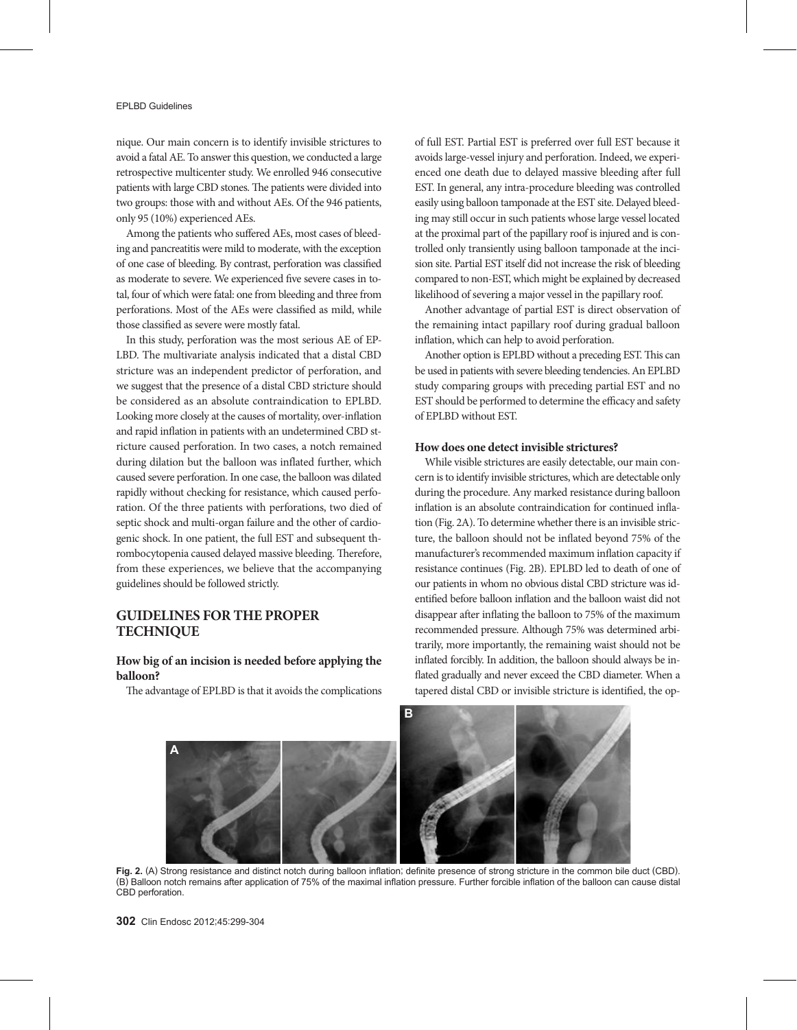nique. Our main concern is to identify invisible strictures to avoid a fatal AE. To answer this question, we conducted a large retrospective multicenter study. We enrolled 946 consecutive patients with large CBD stones. The patients were divided into two groups: those with and without AEs. Of the 946 patients, only 95 (10%) experienced AEs.

Among the patients who suffered AEs, most cases of bleeding and pancreatitis were mild to moderate, with the exception of one case of bleeding. By contrast, perforation was classified as moderate to severe. We experienced five severe cases in total, four of which were fatal: one from bleeding and three from perforations. Most of the AEs were classified as mild, while those classified as severe were mostly fatal.

In this study, perforation was the most serious AE of EPLBD. The multivariate analysis indicated that a distal CBD stricture was an independent predictor of perforation, and we suggest that the presence of a distal CBD stricture should be considered as an absolute contraindication to EPLBD. Looking more closely at the causes of mortality, over-inflation and rapid inflation in patients with an undetermined CBD stricture caused perforation. In two cases, a notch remained during dilation but the balloon was inflated further, which caused severe perforation. In one case, the balloon was dilated rapidly without checking for resistance, which caused perforation. Of the three patients with perforations, two died of septic shock and multi-organ failure and the other of cardiogenic shock. In one patient, the full EST and subsequent thrombocytopenia caused delayed massive bleeding. Therefore, from these experiences, we believe that the accompanying guidelines should be followed strictly.

## GUIDELINES FOR THE PROPER TECHNIQUE

### How big of an incision is needed before applying the balloon?

The advantage of EPLBD is that it avoids the complications of full EST. Partial EST is preferred over full EST because it avoids large-vessel injury and perforation. Indeed, we experienced one death due to delayed massive bleeding after full EST. In general, any intra-procedure bleeding was controlled easily using balloon tamponade at the EST site. Delayed bleeding may still occur in such patients whose large vessel located at the proximal part of the papillary roof is injured and is controlled only transiently using balloon tamponade at the incision site. Partial EST itself did not increase the risk of bleeding compared to non-EST, which might be explained by decreased likelihood of severing a major vessel in the papillary roof.

Another advantage of partial EST is direct observation of the remaining intact papillary roof during gradual balloon inflation, which can help to avoid perforation.

Another option is EPLBD without a preceding EST. This can be used in patients with severe bleeding tendencies. An EPLBD study comparing groups with preceding partial EST and no EST should be performed to determine the efficacy and safety of EPLBD without EST.

### How does one detect invisible strictures?

While visible strictures are easily detectable, our main concern is to identify invisible strictures, which are detectable only during the procedure. Any marked resistance during balloon inflation is an absolute contraindication for continued inflation (Fig. 2A). To determine whether there is an invisible stricture, the balloon should not be inflated beyond 75% of the manufacturer's recommended maximum inflation capacity if resistance continues (Fig. 2B). EPLBD led to death of one of our patients in whom no obvious distal CBD stricture was identified before balloon inflation and the balloon waist did not disappear after inflating the balloon to 75% of the maximum recommended pressure. Although 75% was determined arbitrarily, more importantly, the remaining waist should not be inflated forcibly. In addition, the balloon should always be inflated gradually and never exceed the CBD diameter. When a tapered distal CBD or invisible stricture is identified, the op-

A

B

**Fig. 2.** (A) Strong resistance and distinct notch during balloon inflation; definite presence of strong stricture in the common bile duct (CBD). (B) Balloon notch remains after application of 75% of the maximal inflation pressure. Further forcible inflation of the balloon can cause distal CBD perforation.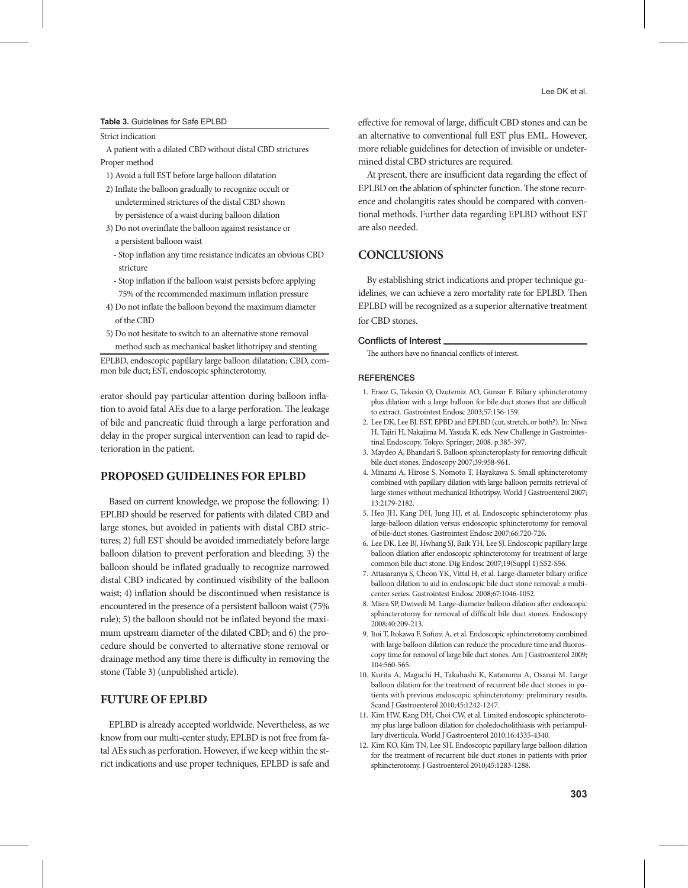**Table 3.** Guidelines for Safe EPLBD

Strict indication

A patient with a dilated CBD without distal CBD strictures

Proper method

1) Avoid a full EST before large balloon dilatation
2) Inflate the balloon gradually to recognize occult or undetermined strictures of the distal CBD shown by persistence of a waist during balloon dilation
3) Do not overinflate the balloon against resistance or a persistent balloon waist
   - Stop inflation any time resistance indicates an obvious CBD stricture
   - Stop inflation if the balloon waist persists before applying 75% of the recommended maximum inflation pressure
4) Do not inflate the balloon beyond the maximum diameter of the CBD
5) Do not hesitate to switch to an alternative stone removal method such as mechanical basket lithotripsy and stenting

EPLBD, endoscopic papillary large balloon dilatation; CBD, common bile duct; EST, endoscopic sphincterotomy.

erator should pay particular attention during balloon inflation to avoid fatal AEs due to a large perforation. The leakage of bile and pancreatic fluid through a large perforation and delay in the proper surgical intervention can lead to rapid deterioration in the patient.

## PROPOSED GUIDELINES FOR EPLBD

Based on current knowledge, we propose the following: 1) EPLBD should be reserved for patients with dilated CBD and large stones, but avoided in patients with distal CBD strictures; 2) full EST should be avoided immediately before large balloon dilation to prevent perforation and bleeding; 3) the balloon should be inflated gradually to recognize narrowed distal CBD indicated by continued visibility of the balloon waist; 4) inflation should be discontinued when resistance is encountered in the presence of a persistent balloon waist (75% rule); 5) the balloon should not be inflated beyond the maximum upstream diameter of the dilated CBD; and 6) the procedure should be converted to alternative stone removal or drainage method any time there is difficulty in removing the stone (Table 3) (unpublished article).

## FUTURE OF EPLBD

EPLBD is already accepted worldwide. Nevertheless, as we know from our multi-center study, EPLBD is not free from fatal AEs such as perforation. However, if we keep within the strict indications and use proper techniques, EPLBD is safe and effective for removal of large, difficult CBD stones and can be an alternative to conventional full EST plus EML. However, more reliable guidelines for detection of invisible or undetermined distal CBD strictures are required.

At present, there are insufficient data regarding the effect of EPLBD on the ablation of sphincter function. The stone recurrence and cholangitis rates should be compared with conventional methods. Further data regarding EPLBD without EST are also needed.

## CONCLUSIONS

By establishing strict indications and proper technique guidelines, we can achieve a zero mortality rate for EPLBD. Then EPLBD will be recognized as a superior alternative treatment for CBD stones.

### Conflicts of Interest

The authors have no financial conflicts of interest.

### REFERENCES

1. Ersoz G, Tekesin O, Ozutemiz AO, Gunsar F. Biliary sphincterotomy plus dilation with a large balloon for bile duct stones that are difficult to extract. Gastrointest Endosc 2003;57:156-159.
2. Lee DK, Lee BJ. EST, EPBD and EPLBD (cut, stretch, or both?). In: Niwa H, Tajiri H, Nakajima M, Yasuda K, eds. New Challenge in Gastrointestinal Endoscopy. Tokyo: Springer; 2008. p.385-397.
3. Maydeo A, Bhandari S. Balloon sphincteroplasty for removing difficult bile duct stones. Endoscopy 2007;39:958-961.
4. Minami A, Hirose S, Nomoto T, Hayakawa S. Small sphincterotomy combined with papillary dilation with large balloon permits retrieval of large stones without mechanical lithotripsy. World J Gastroenterol 2007; 13:2179-2182.
5. Heo JH, Kang DH, Jung HJ, et al. Endoscopic sphincterotomy plus large-balloon dilation versus endoscopic sphincterotomy for removal of bile-duct stones. Gastrointest Endosc 2007;66:720-726.
6. Lee DK, Lee BJ, Hwhang SJ, Baik YH, Lee SJ. Endoscopic papillary large balloon dilation after endoscopic sphincterotomy for treatment of large common bile duct stone. Dig Endosc 2007;19(Suppl 1):S52-S56.
7. Attasaranya S, Cheon YK, Vittal H, et al. Large-diameter biliary orifice balloon dilation to aid in endoscopic bile duct stone removal: a multicenter series. Gastrointest Endosc 2008;67:1046-1052.
8. Misra SP, Dwivedi M. Large-diameter balloon dilation after endoscopic sphincterotomy for removal of difficult bile duct stones. Endoscopy 2008;40:209-213.
9. Itoi T, Itokawa F, Sofuni A, et al. Endoscopic sphincterotomy combined with large balloon dilation can reduce the procedure time and fluoroscopy time for removal of large bile duct stones. Am J Gastroenterol 2009; 104:560-565.
10. Kurita A, Maguchi H, Takahashi K, Katanuma A, Osanai M. Large balloon dilation for the treatment of recurrent bile duct stones in patients with previous endoscopic sphincterotomy: preliminary results. Scand J Gastroenterol 2010;45:1242-1247.
11. Kim HW, Kang DH, Choi CW, et al. Limited endoscopic sphincterotomy plus large balloon dilation for choledocholithiasis with periampullary diverticula. World J Gastroenterol 2010;16:4335-4340.
12. Kim KO, Kim TN, Lee SH. Endoscopic papillary large balloon dilation for the treatment of recurrent bile duct stones in patients with prior sphincterotomy. J Gastroenterol 2010;45:1283-1288.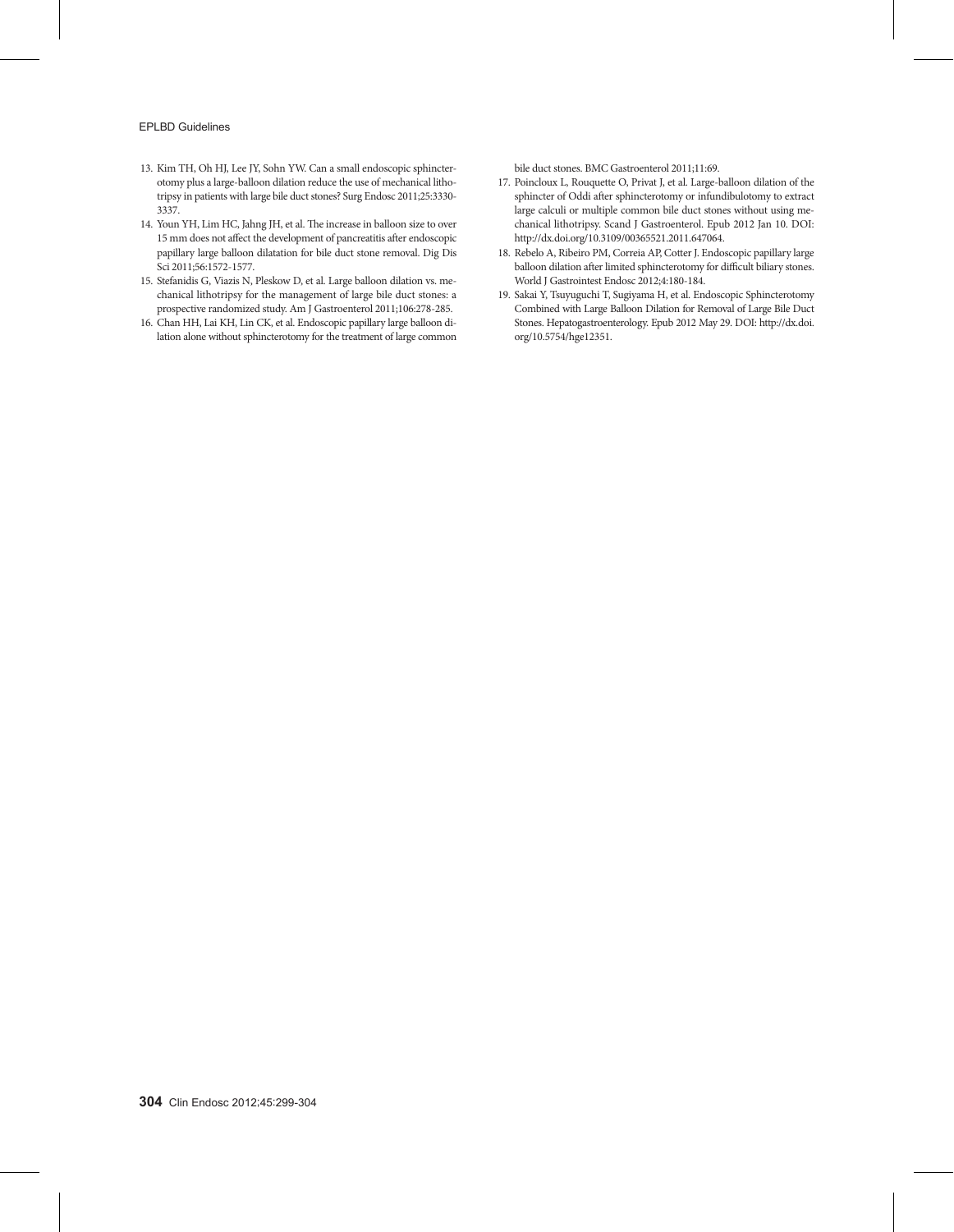13. Kim TH, Oh HJ, Lee JY, Sohn YW. Can a small endoscopic sphincterotomy plus a large-balloon dilation reduce the use of mechanical lithotripsy in patients with large bile duct stones? Surg Endosc 2011;25:3330-3337.
14. Youn YH, Lim HC, Jahng JH, et al. The increase in balloon size to over 15 mm does not affect the development of pancreatitis after endoscopic papillary large balloon dilatation for bile duct stone removal. Dig Dis Sci 2011;56:1572-1577.
15. Stefanidis G, Viazis N, Pleskow D, et al. Large balloon dilation vs. mechanical lithotripsy for the management of large bile duct stones: a prospective randomized study. Am J Gastroenterol 2011;106:278-285.
16. Chan HH, Lai KH, Lin CK, et al. Endoscopic papillary large balloon dilation alone without sphincterotomy for the treatment of large common bile duct stones. BMC Gastroenterol 2011;11:69.
17. Poincloux L, Rouquette O, Privat J, et al. Large-balloon dilation of the sphincter of Oddi after sphincterotomy or infundibulotomy to extract large calculi or multiple common bile duct stones without using mechanical lithotripsy. Scand J Gastroenterol. Epub 2012 Jan 10. DOI: http://dx.doi.org/10.3109/00365521.2011.647064.
18. Rebelo A, Ribeiro PM, Correia AP, Cotter J. Endoscopic papillary large balloon dilation after limited sphincterotomy for difficult biliary stones. World J Gastrointest Endosc 2012;4:180-184.
19. Sakai Y, Tsuyuguchi T, Sugiyama H, et al. Endoscopic Sphincterotomy Combined with Large Balloon Dilation for Removal of Large Bile Duct Stones. Hepatogastroenterology. Epub 2012 May 29. DOI: http://dx.doi.org/10.5754/hge12351.